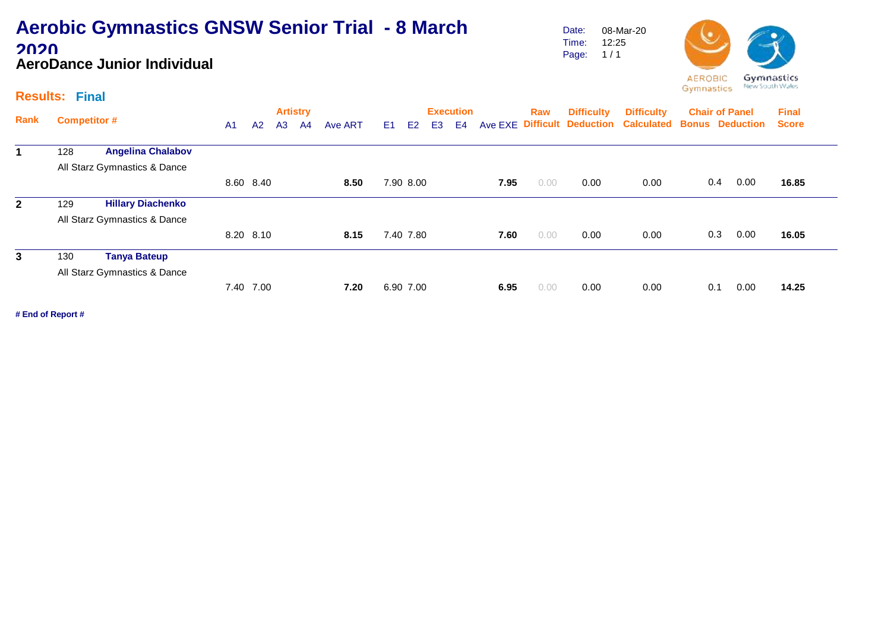# Aerobic Gymnastics GNSW Senior Trial - 8 March 2020

## AeroDance Junior Individual

Date: 08-Mar-20
Time: 12:25

**Results: Final**

| Rank | Competitor # | | Artistry A1 | A2 | A3 | A4 | Ave ART | Execution E1 | E2 | E3 | E4 | Ave EXE | Raw Difficult | Difficulty Deduction | Difficulty Calculated | Chair of Panel Bonus | Deduction | Final Score |
|---|---|---|---|---|---|---|---|---|---|---|---|---|---|---|---|---|---|---|
| **1** | 128 | **Angelina Chalabov** | | | | | | | | | | | | | | | | |
| | All Starz Gymnastics & Dance | | 8.60 | 8.40 | | | **8.50** | 7.90 | 8.00 | | | **7.95** | 0.00 | 0.00 | 0.00 | 0.4 | 0.00 | **16.85** |
| **2** | 129 | **Hillary Diachenko** | | | | | | | | | | | | | | | | |
| | All Starz Gymnastics & Dance | | 8.20 | 8.10 | | | **8.15** | 7.40 | 7.80 | | | **7.60** | 0.00 | 0.00 | 0.00 | 0.3 | 0.00 | **16.05** |
| **3** | 130 | **Tanya Bateup** | | | | | | | | | | | | | | | | |
| | All Starz Gymnastics & Dance | | 7.40 | 7.00 | | | **7.20** | 6.90 | 7.00 | | | **6.95** | 0.00 | 0.00 | 0.00 | 0.1 | 0.00 | **14.25** |

**# End of Report #**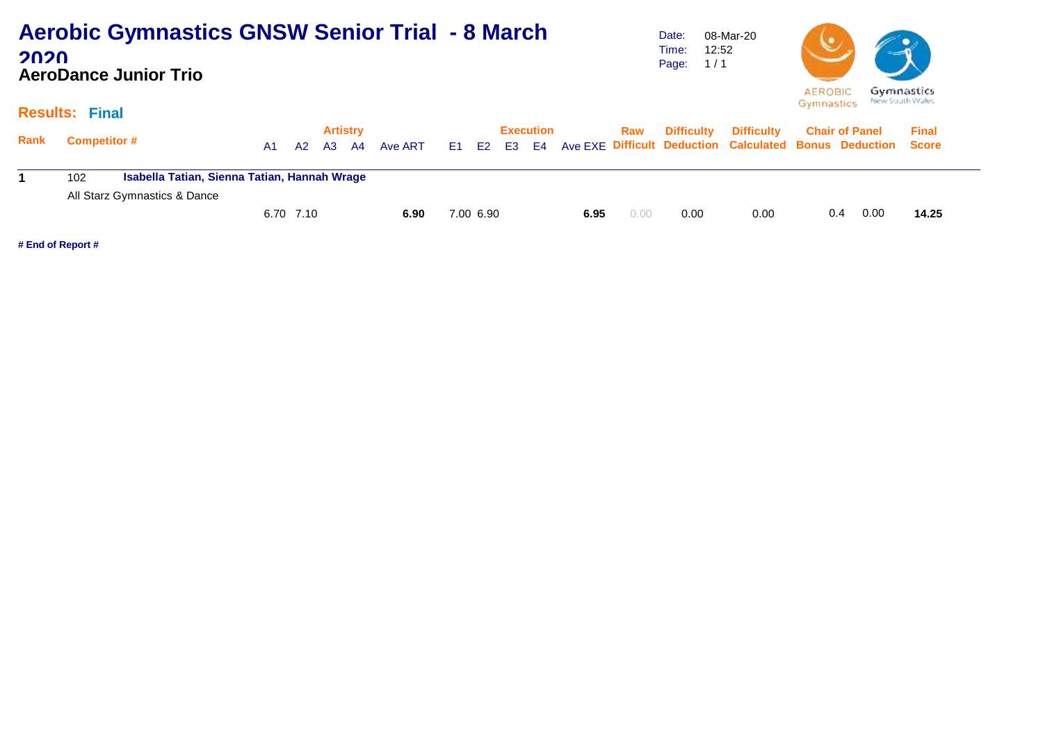# Aerobic Gymnastics GNSW Senior Trial - 8 March 2020

## AeroDance Junior Trio

Date: 08-Mar-20
Time: 12:52
Page: 1 / 1

**Results: Final**

| Rank | Competitor # | | Artistry A1 | A2 | A3 | A4 | Ave ART | Execution E1 | E2 | E3 | E4 | Ave EXE | Raw Difficult | Difficulty Deduction | Difficulty Calculated | Chair of Panel Bonus | Deduction | Final Score |
|---|---|---|---|---|---|---|---|---|---|---|---|---|---|---|---|---|---|---|
| **1** | 102 | **Isabella Tatian, Sienna Tatian, Hannah Wrage** | | | | | | | | | | | | | | | | |
| | All Starz Gymnastics & Dance | | | | | | | | | | | | | | | | | |
| | | | 6.70 | 7.10 | | | **6.90** | 7.00 | 6.90 | | | **6.95** | 0.00 | 0.00 | 0.00 | 0.4 | 0.00 | **14.25** |

**# End of Report #**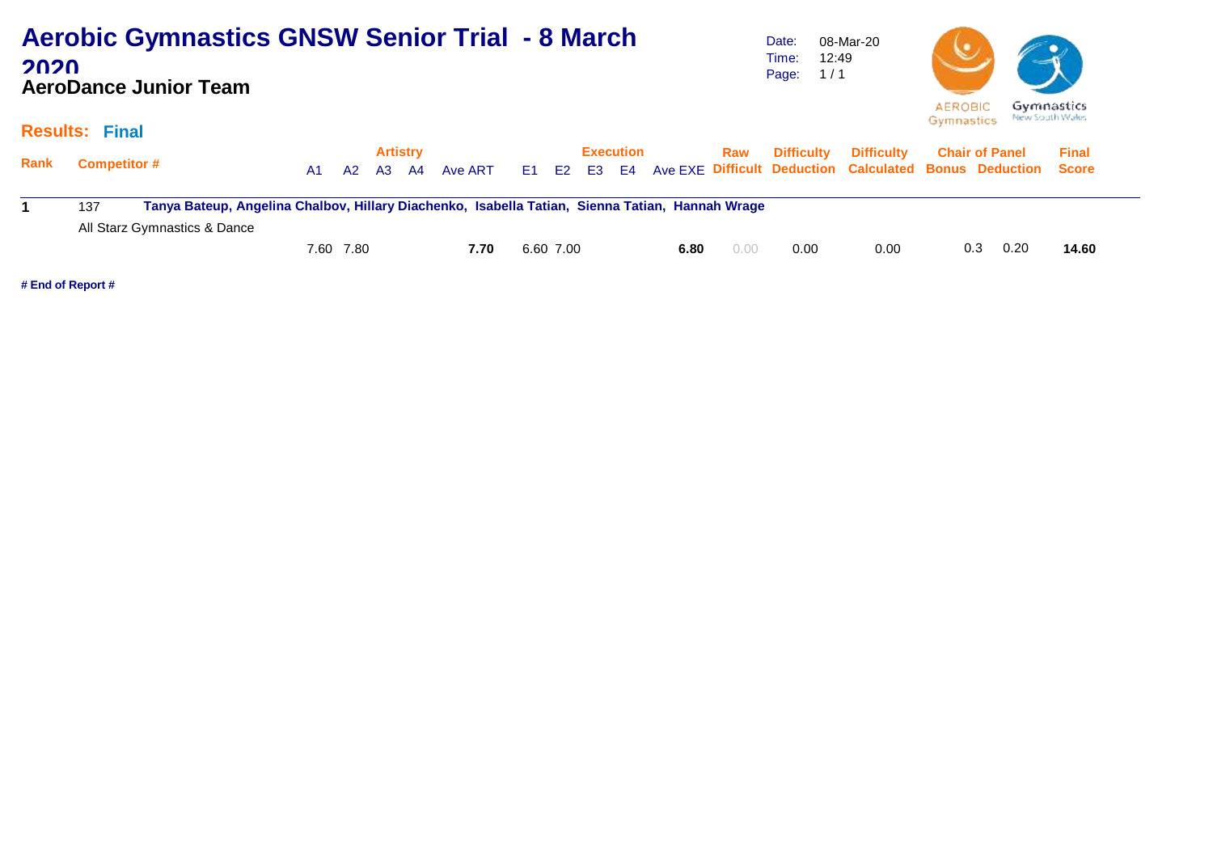# Aerobic Gymnastics GNSW Senior Trial - 8 March 2020

## AeroDance Junior Team

Date: 08-Mar-20
Time: 12:49
Page: 1 / 1

**Results: Final**

| Rank | Competitor # | Artistry A1 | A2 | A3 | A4 | Ave ART | Execution E1 | E2 | E3 | E4 | Ave EXE | Raw Difficult | Difficulty Deduction | Difficulty Calculated | Chair of Panel Bonus | Deduction | Final Score |
|---|---|---|---|---|---|---|---|---|---|---|---|---|---|---|---|---|---|
| **1** | 137 **Tanya Bateup, Angelina Chalbov, Hillary Diachenko, Isabella Tatian, Sienna Tatian, Hannah Wrage** | | | | | | | | | | | | | | | | |
| | All Starz Gymnastics & Dance | 7.60 | 7.80 | | | **7.70** | 6.60 | 7.00 | | | **6.80** | 0.00 | 0.00 | 0.00 | 0.3 | 0.20 | **14.60** |

**# End of Report #**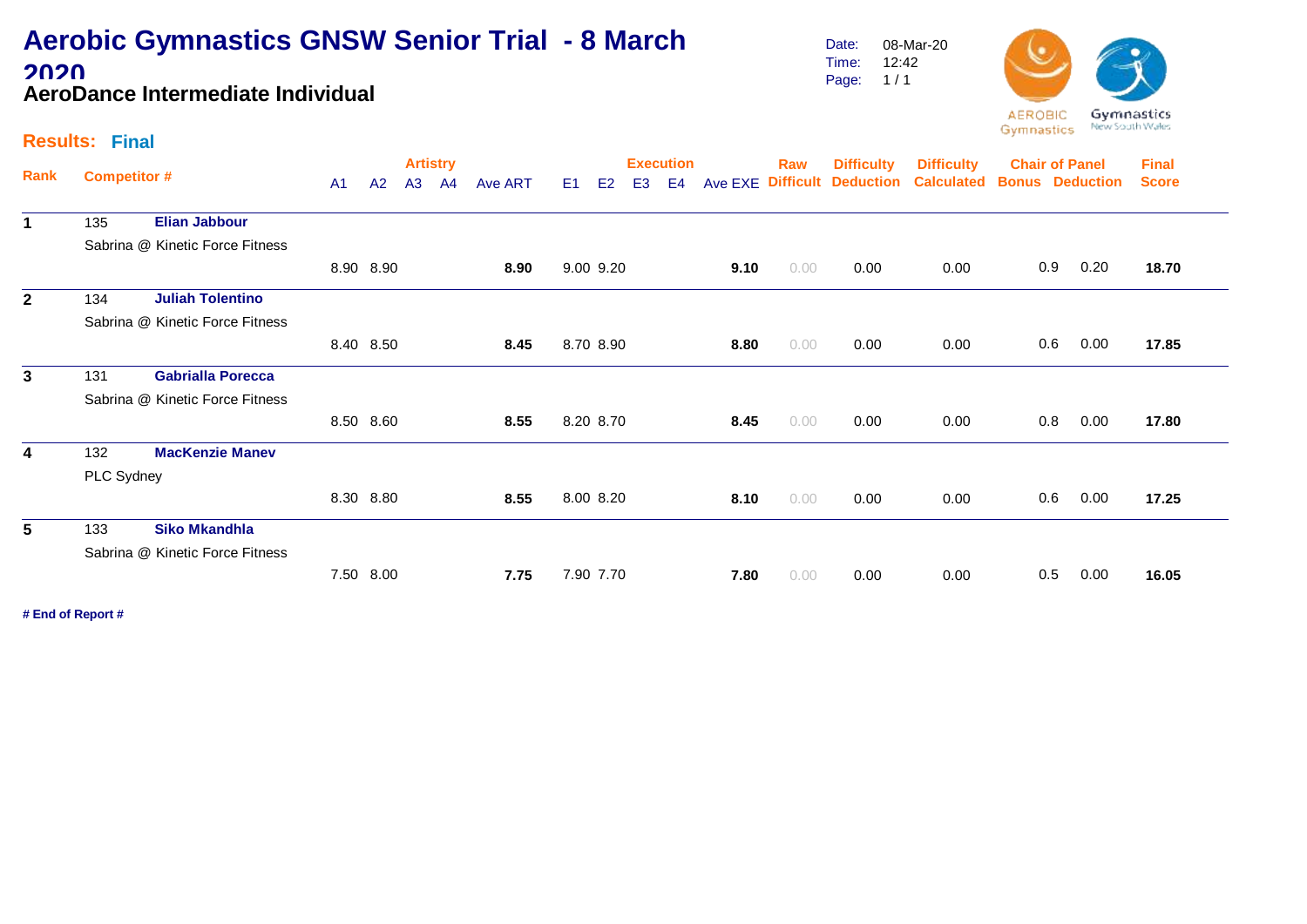# Aerobic Gymnastics GNSW Senior Trial - 8 March 2020

## AeroDance Intermediate Individual

Date: 08-Mar-20
Time: 12:42
Page: 1 / 1

**Results: Final**

| Rank | Competitor # | | Artistry A1 | A2 | A3 | A4 | Ave ART | Execution E1 | E2 | E3 | E4 | Ave EXE | Raw Difficult | Difficulty Deduction | Difficulty Calculated | Chair of Panel Bonus | Deduction | Final Score |
|---|---|---|---|---|---|---|---|---|---|---|---|---|---|---|---|---|---|---|
| 1 | 135 | **Elian Jabbour** | | | | | | | | | | | | | | | | |
| | Sabrina @ Kinetic Force Fitness | | 8.90 | 8.90 | | | **8.90** | 9.00 | 9.20 | | | **9.10** | 0.00 | 0.00 | 0.00 | 0.9 | 0.20 | **18.70** |
| 2 | 134 | **Juliah Tolentino** | | | | | | | | | | | | | | | | |
| | Sabrina @ Kinetic Force Fitness | | 8.40 | 8.50 | | | **8.45** | 8.70 | 8.90 | | | **8.80** | 0.00 | 0.00 | 0.00 | 0.6 | 0.00 | **17.85** |
| 3 | 131 | **Gabrialla Porecca** | | | | | | | | | | | | | | | | |
| | Sabrina @ Kinetic Force Fitness | | 8.50 | 8.60 | | | **8.55** | 8.20 | 8.70 | | | **8.45** | 0.00 | 0.00 | 0.00 | 0.8 | 0.00 | **17.80** |
| 4 | 132 | **MacKenzie Manev** | | | | | | | | | | | | | | | | |
| | PLC Sydney | | 8.30 | 8.80 | | | **8.55** | 8.00 | 8.20 | | | **8.10** | 0.00 | 0.00 | 0.00 | 0.6 | 0.00 | **17.25** |
| 5 | 133 | **Siko Mkandhla** | | | | | | | | | | | | | | | | |
| | Sabrina @ Kinetic Force Fitness | | 7.50 | 8.00 | | | **7.75** | 7.90 | 7.70 | | | **7.80** | 0.00 | 0.00 | 0.00 | 0.5 | 0.00 | **16.05** |

**# End of Report #**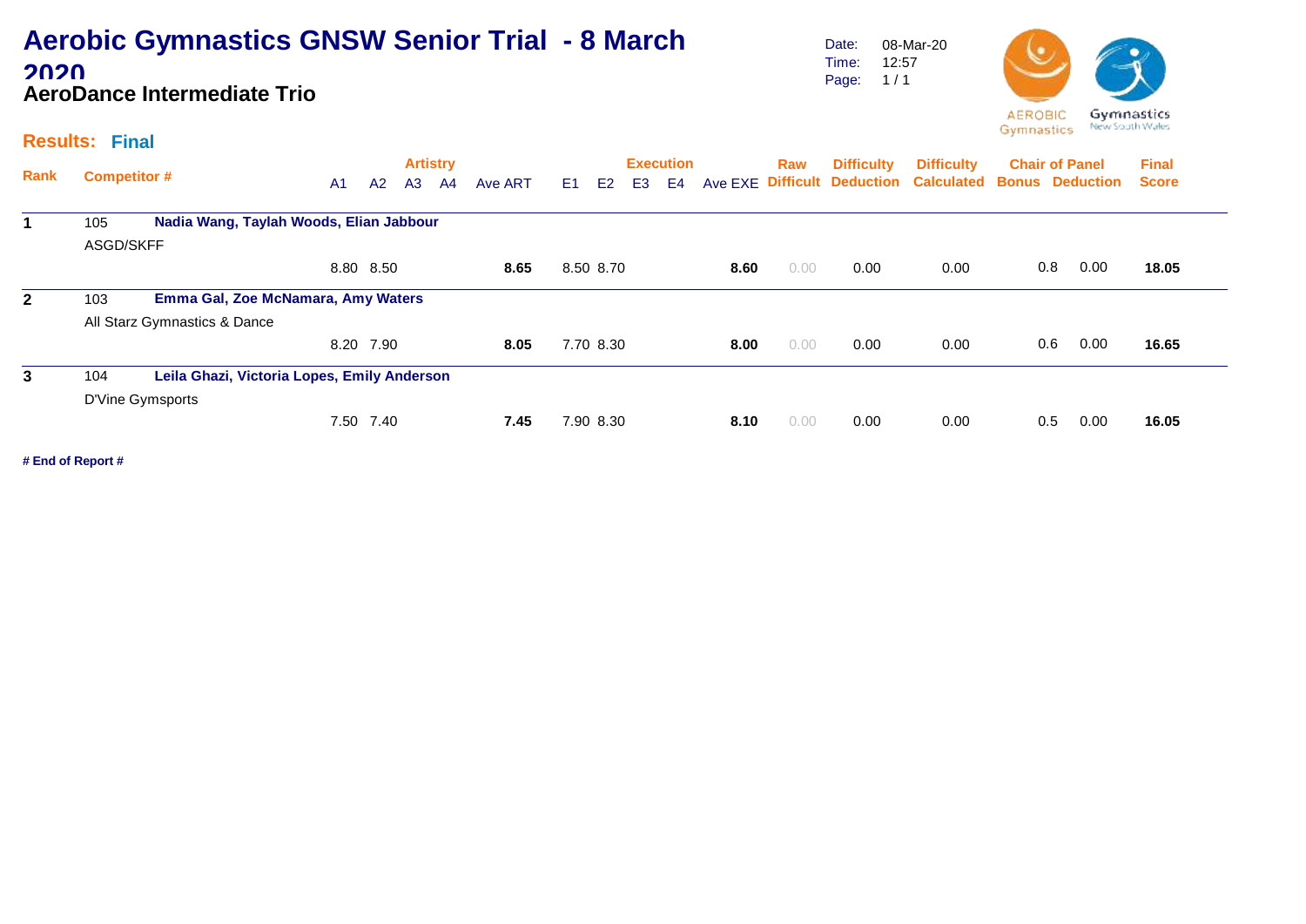# Aerobic Gymnastics GNSW Senior Trial - 8 March 2020

## AeroDance Intermediate Trio

Date: 08-Mar-20
Time: 12:57
Page: 1 / 1

AEROBIC Gymnastics | Gymnastics New South Wales

**Results: Final**

| Rank | Competitor # | | A1 | A2 | A3 | A4 | Ave ART | E1 | E2 | E3 | E4 | Ave EXE | Raw Difficult | Difficulty Deduction | Difficulty Calculated | Chair of Panel Bonus | Chair of Panel Deduction | Final Score |
|---|---|---|---|---|---|---|---|---|---|---|---|---|---|---|---|---|---|---|
| **1** | 105 | **Nadia Wang, Taylah Woods, Elian Jabbour** | | | | | | | | | | | | | | | | |
| | ASGD/SKFF | | | | | | | | | | | | | | | | | |
| | | | 8.80 | 8.50 | | | **8.65** | 8.50 | 8.70 | | | **8.60** | 0.00 | 0.00 | 0.00 | 0.8 | 0.00 | **18.05** |
| **2** | 103 | **Emma Gal, Zoe McNamara, Amy Waters** | | | | | | | | | | | | | | | | |
| | All Starz Gymnastics & Dance | | | | | | | | | | | | | | | | | |
| | | | 8.20 | 7.90 | | | **8.05** | 7.70 | 8.30 | | | **8.00** | 0.00 | 0.00 | 0.00 | 0.6 | 0.00 | **16.65** |
| **3** | 104 | **Leila Ghazi, Victoria Lopes, Emily Anderson** | | | | | | | | | | | | | | | | |
| | D'Vine Gymsports | | | | | | | | | | | | | | | | | |
| | | | 7.50 | 7.40 | | | **7.45** | 7.90 | 8.30 | | | **8.10** | 0.00 | 0.00 | 0.00 | 0.5 | 0.00 | **16.05** |

**# End of Report #**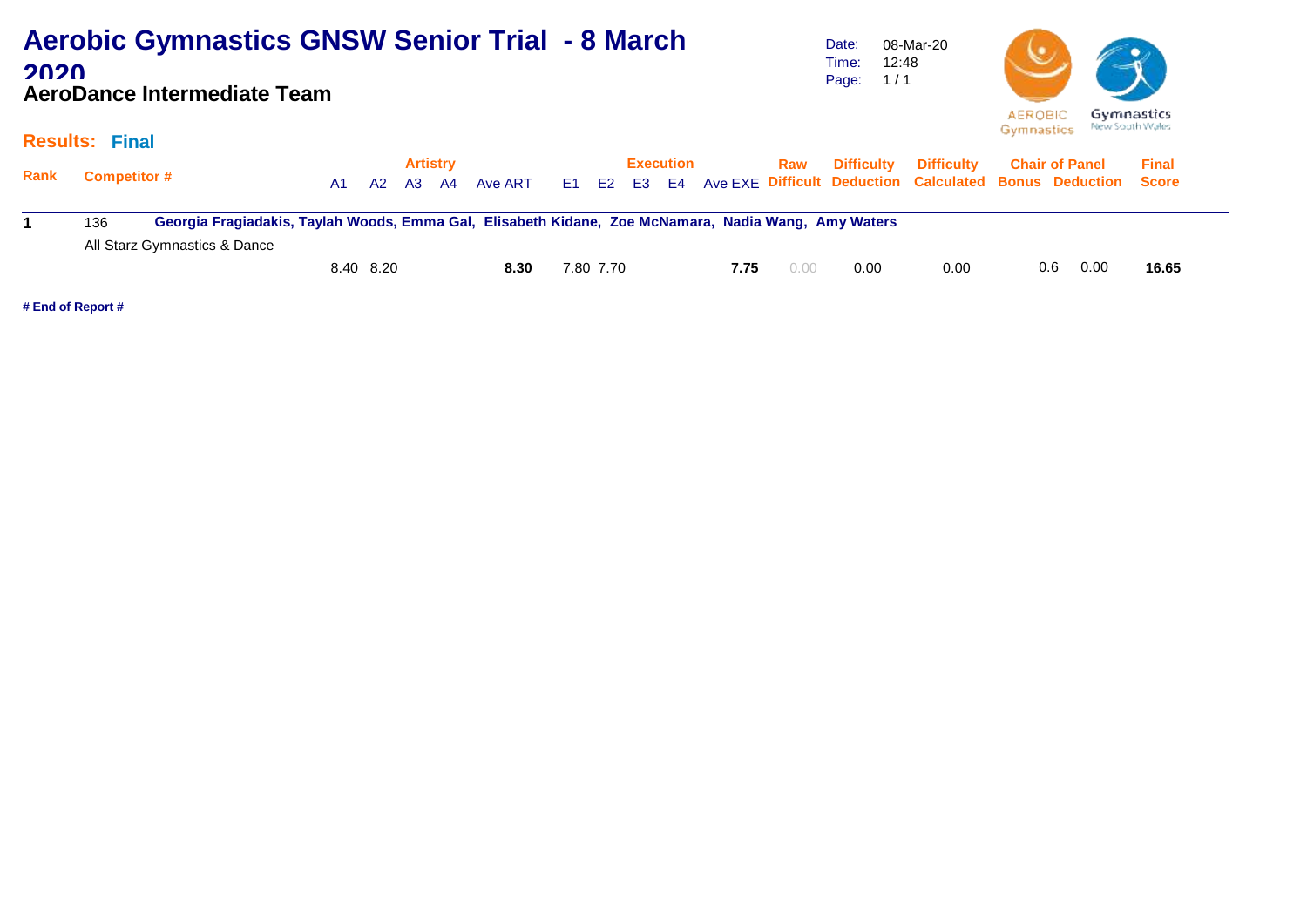# Aerobic Gymnastics GNSW Senior Trial - 8 March 2020

## AeroDance Intermediate Team

Date: 08-Mar-20
Time: 12:48
Page: 1 / 1

**Results: Final**

| Rank | Competitor # | Artistry A1 | A2 | A3 | A4 | Ave ART | Execution E1 | E2 | E3 | E4 | Ave EXE | Raw Difficult | Difficulty Deduction | Difficulty Calculated | Chair of Panel Bonus | Deduction | Final Score |
|---|---|---|---|---|---|---|---|---|---|---|---|---|---|---|---|---|---|
| **1** | 136 **Georgia Fragiadakis, Taylah Woods, Emma Gal, Elisabeth Kidane, Zoe McNamara, Nadia Wang, Amy Waters** | | | | | | | | | | | | | | | | |
| | All Starz Gymnastics & Dance | 8.40 | 8.20 | | | **8.30** | 7.80 | 7.70 | | | **7.75** | 0.00 | 0.00 | 0.00 | 0.6 | 0.00 | **16.65** |

**# End of Report #**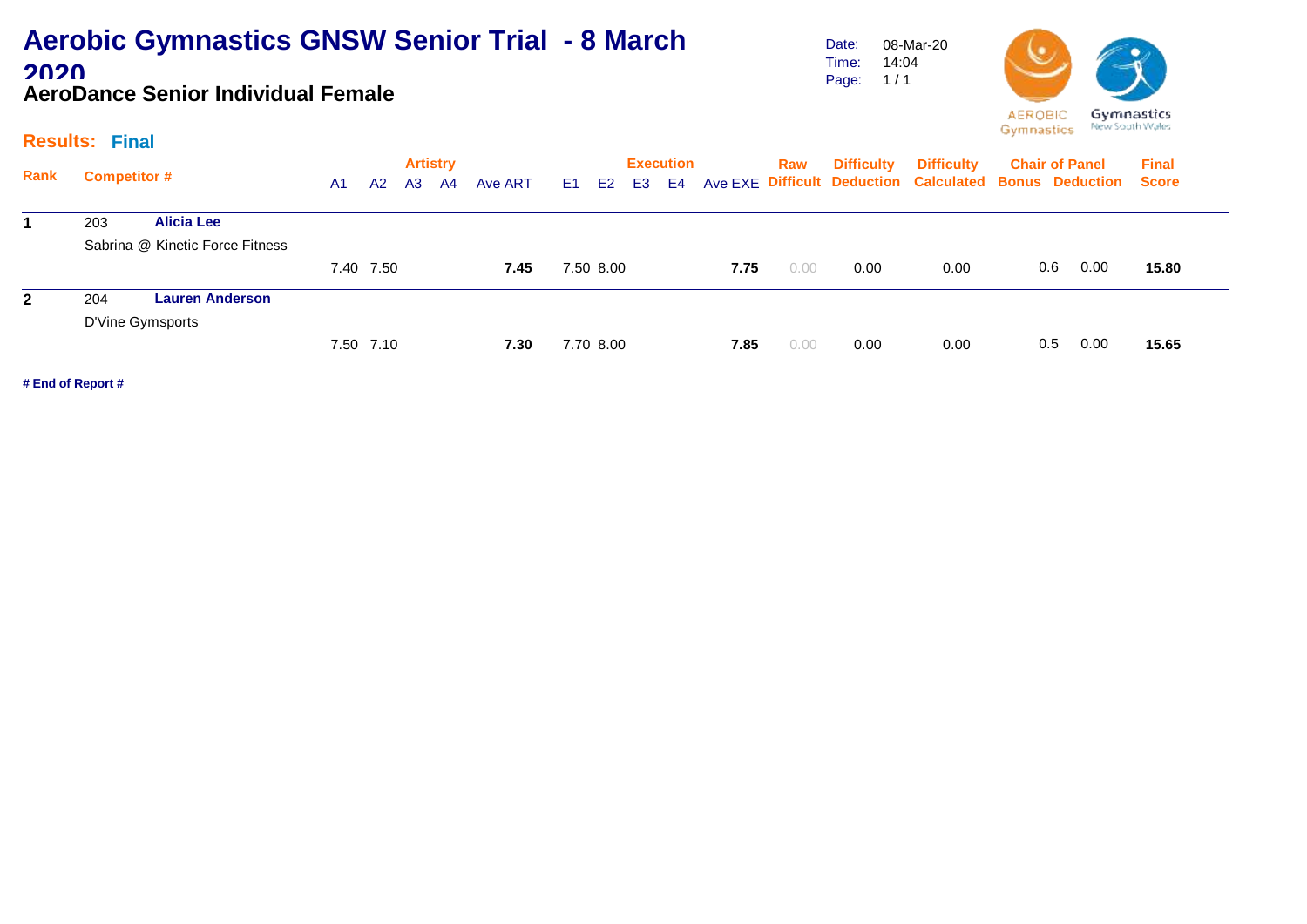# Aerobic Gymnastics GNSW Senior Trial - 8 March 2020

## AeroDance Senior Individual Female

Date: 08-Mar-20
Time: 14:04
Page: 1 / 1

AEROBIC Gymnastics — Gymnastics New South Wales

**Results: Final**

| Rank | Competitor # | | Artistry A1 | A2 | A3 | A4 | Ave ART | Execution E1 | E2 | E3 | E4 | Ave EXE | Raw Difficult | Difficulty Deduction | Difficulty Calculated | Chair of Panel Bonus | Deduction | Final Score |
|---|---|---|---|---|---|---|---|---|---|---|---|---|---|---|---|---|---|---|
| **1** | 203 | **Alicia Lee** | | | | | | | | | | | | | | | | |
| | Sabrina @ Kinetic Force Fitness | | | | | | | | | | | | | | | | | |
| | | | 7.40 | 7.50 | | | **7.45** | 7.50 | 8.00 | | | **7.75** | 0.00 | 0.00 | 0.00 | 0.6 | 0.00 | **15.80** |
| **2** | 204 | **Lauren Anderson** | | | | | | | | | | | | | | | | |
| | D'Vine Gymsports | | | | | | | | | | | | | | | | | |
| | | | 7.50 | 7.10 | | | **7.30** | 7.70 | 8.00 | | | **7.85** | 0.00 | 0.00 | 0.00 | 0.5 | 0.00 | **15.65** |

**# End of Report #**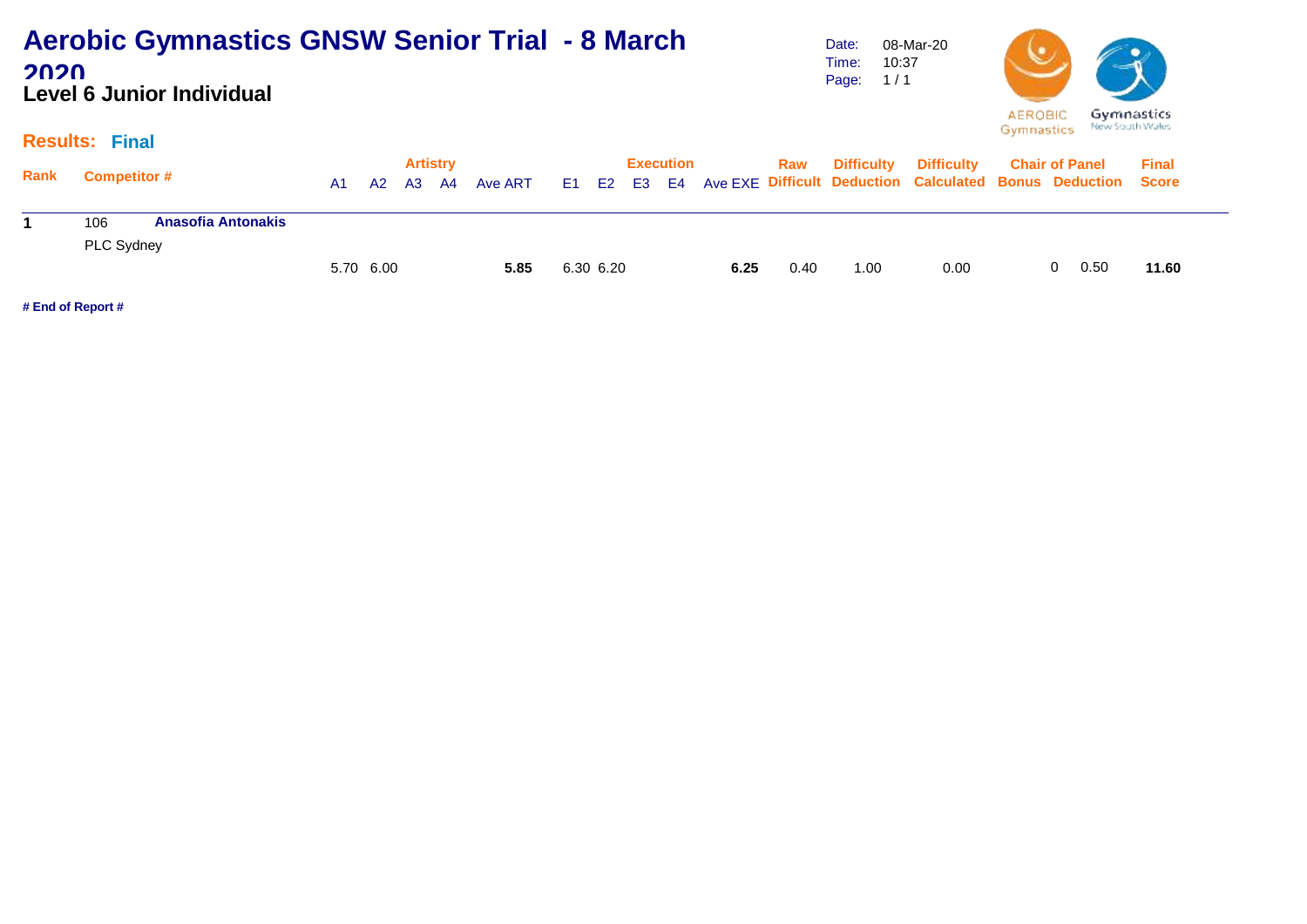# Aerobic Gymnastics GNSW Senior Trial - 8 March 2020

## Level 6 Junior Individual

Date: 08-Mar-20
Time: 10:37
Page: 1 / 1

AEROBIC Gymnastics | Gymnastics New South Wales

**Results: Final**

| Rank | Competitor # | | Artistry A1 | A2 | A3 | A4 | Ave ART | Execution E1 | E2 | E3 | E4 | Ave EXE | Raw Difficult | Difficulty Deduction | Difficulty Calculated | Chair of Panel Bonus | Chair of Panel Deduction | Final Score |
|---|---|---|---|---|---|---|---|---|---|---|---|---|---|---|---|---|---|---|
| **1** | 106 | **Anasofia Antonakis** | | | | | | | | | | | | | | | | |
| | PLC Sydney | | 5.70 | 6.00 | | | **5.85** | 6.30 | 6.20 | | | **6.25** | 0.40 | 1.00 | 0.00 | 0 | 0.50 | **11.60** |

**# End of Report #**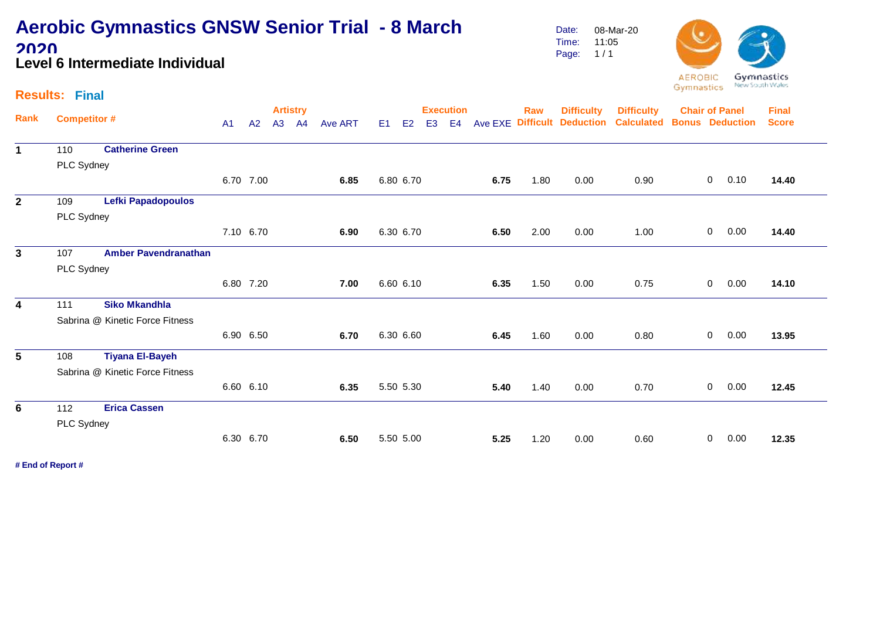# Aerobic Gymnastics GNSW Senior Trial - 8 March 2020

## Level 6 Intermediate Individual

Date: 08-Mar-20
Time: 11:05
Page: 1 / 1

AEROBIC Gymnastics
Gymnastics New South Wales

**Results: Final**

| Rank | Competitor # | | Artistry A1 | A2 | A3 | A4 | Ave ART | Execution E1 | E2 | E3 | E4 | Ave EXE | Raw Difficult | Difficulty Deduction | Difficulty Calculated | Chair of Panel Bonus | Deduction | Final Score |
|---|---|---|---|---|---|---|---|---|---|---|---|---|---|---|---|---|---|---|
| **1** | 110 | **Catherine Green** PLC Sydney | 6.70 | 7.00 | | | **6.85** | 6.80 | 6.70 | | | **6.75** | 1.80 | 0.00 | 0.90 | 0 | 0.10 | **14.40** |
| **2** | 109 | **Lefki Papadopoulos** PLC Sydney | 7.10 | 6.70 | | | **6.90** | 6.30 | 6.70 | | | **6.50** | 2.00 | 0.00 | 1.00 | 0 | 0.00 | **14.40** |
| **3** | 107 | **Amber Pavendranathan** PLC Sydney | 6.80 | 7.20 | | | **7.00** | 6.60 | 6.10 | | | **6.35** | 1.50 | 0.00 | 0.75 | 0 | 0.00 | **14.10** |
| **4** | 111 | **Siko Mkandhla** Sabrina @ Kinetic Force Fitness | 6.90 | 6.50 | | | **6.70** | 6.30 | 6.60 | | | **6.45** | 1.60 | 0.00 | 0.80 | 0 | 0.00 | **13.95** |
| **5** | 108 | **Tiyana El-Bayeh** Sabrina @ Kinetic Force Fitness | 6.60 | 6.10 | | | **6.35** | 5.50 | 5.30 | | | **5.40** | 1.40 | 0.00 | 0.70 | 0 | 0.00 | **12.45** |
| **6** | 112 | **Erica Cassen** PLC Sydney | 6.30 | 6.70 | | | **6.50** | 5.50 | 5.00 | | | **5.25** | 1.20 | 0.00 | 0.60 | 0 | 0.00 | **12.35** |

**# End of Report #**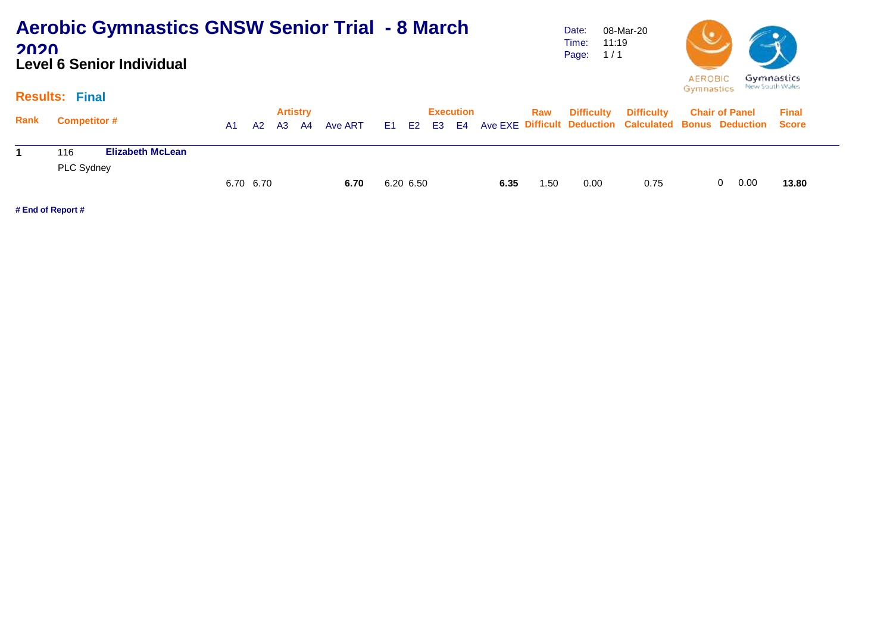# Aerobic Gymnastics GNSW Senior Trial - 8 March 2020

## Level 6 Senior Individual

Date: 08-Mar-20
Time: 11:19
Page: 1 / 1

**Results: Final**

| Rank | Competitor # | | Artistry | | | | | Execution | | | | | Raw | Difficulty | Difficulty | Chair of Panel | | Final |
|---|---|---|---|---|---|---|---|---|---|---|---|---|---|---|---|---|---|---|
| | | | A1 | A2 | A3 | A4 | Ave ART | E1 | E2 | E3 | E4 | Ave EXE | Difficult | Deduction | Calculated | Bonus | Deduction | Score |
| **1** | 116 | **Elizabeth McLean** | | | | | | | | | | | | | | | | |
| | PLC Sydney | | | | | | | | | | | | | | | | | |
| | | | 6.70 | 6.70 | | | **6.70** | 6.20 | 6.50 | | | **6.35** | 1.50 | 0.00 | 0.75 | 0 | 0.00 | **13.80** |

**# End of Report #**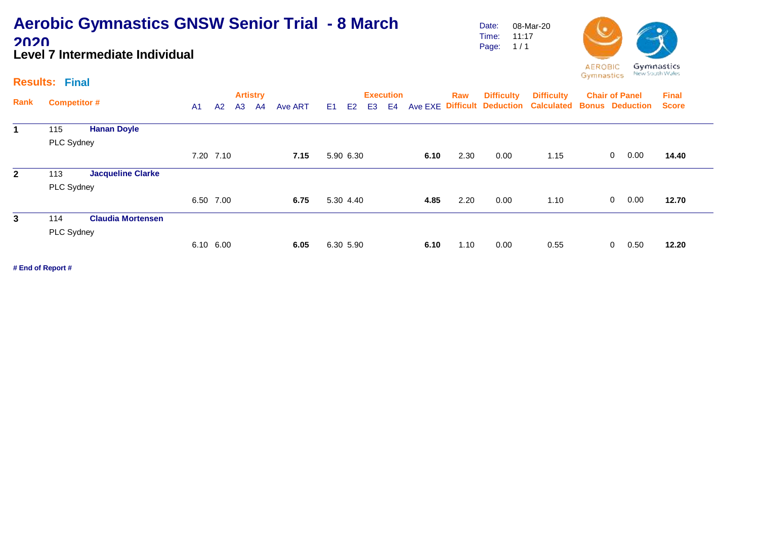# Aerobic Gymnastics GNSW Senior Trial - 8 March 2020

## Level 7 Intermediate Individual

Date: 08-Mar-20
Time: 11:17

**Results: Final**

| Rank | Competitor # | | A1 | A2 | A3 | A4 | Ave ART | E1 | E2 | E3 | E4 | Ave EXE | Raw Difficult | Difficulty Deduction | Difficulty Calculated | Chair of Panel Bonus | Chair of Panel Deduction | Final Score |
|---|---|---|---|---|---|---|---|---|---|---|---|---|---|---|---|---|---|---|
| **1** | 115 | **Hanan Doyle** | | | | | | | | | | | | | | | | |
| | PLC Sydney | | | | | | | | | | | | | | | | | |
| | | | 7.20 | 7.10 | | | **7.15** | 5.90 | 6.30 | | | **6.10** | 2.30 | 0.00 | 1.15 | 0 | 0.00 | **14.40** |
| **2** | 113 | **Jacqueline Clarke** | | | | | | | | | | | | | | | | |
| | PLC Sydney | | | | | | | | | | | | | | | | | |
| | | | 6.50 | 7.00 | | | **6.75** | 5.30 | 4.40 | | | **4.85** | 2.20 | 0.00 | 1.10 | 0 | 0.00 | **12.70** |
| **3** | 114 | **Claudia Mortensen** | | | | | | | | | | | | | | | | |
| | PLC Sydney | | | | | | | | | | | | | | | | | |
| | | | 6.10 | 6.00 | | | **6.05** | 6.30 | 5.90 | | | **6.10** | 1.10 | 0.00 | 0.55 | 0 | 0.50 | **12.20** |

**# End of Report #**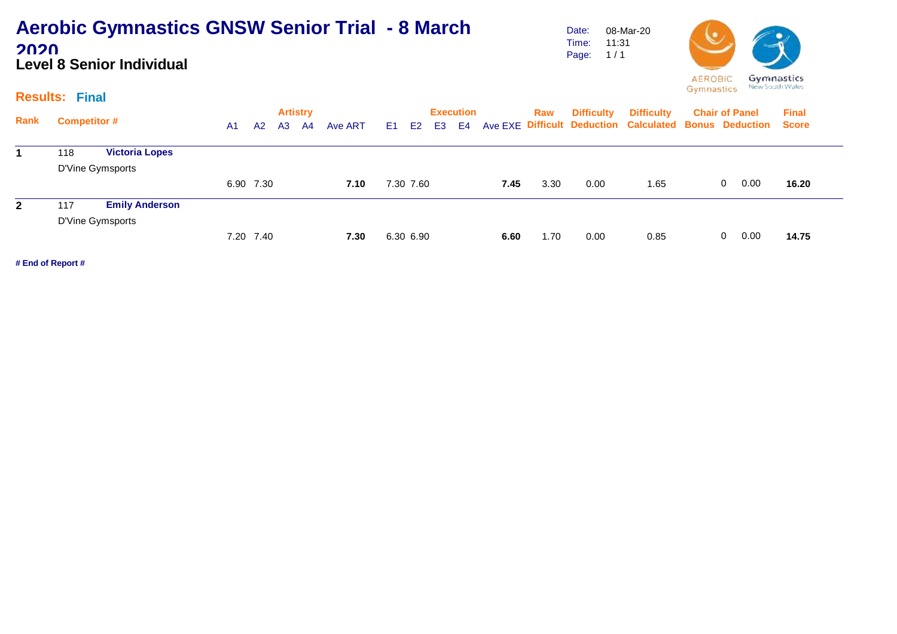# Aerobic Gymnastics GNSW Senior Trial - 8 March 2020

## Level 8 Senior Individual

Date: 08-Mar-20
Time: 11:31
Page: 1 / 1

AEROBIC Gymnastics | Gymnastics New South Wales

**Results: Final**

| Rank | Competitor # | Artistry A1 | A2 | A3 | A4 | Ave ART | Execution E1 | E2 | E3 | E4 | Ave EXE | Raw Difficult | Difficulty Deduction | Difficulty Calculated | Chair of Panel Bonus | Deduction | Final Score |
|---|---|---|---|---|---|---|---|---|---|---|---|---|---|---|---|---|---|
| 1 | 118 **Victoria Lopes** D'Vine Gymsports | 6.90 | 7.30 | | | **7.10** | 7.30 | 7.60 | | | **7.45** | 3.30 | 0.00 | 1.65 | 0 | 0.00 | **16.20** |
| 2 | 117 **Emily Anderson** D'Vine Gymsports | 7.20 | 7.40 | | | **7.30** | 6.30 | 6.90 | | | **6.60** | 1.70 | 0.00 | 0.85 | 0 | 0.00 | **14.75** |

**# End of Report #**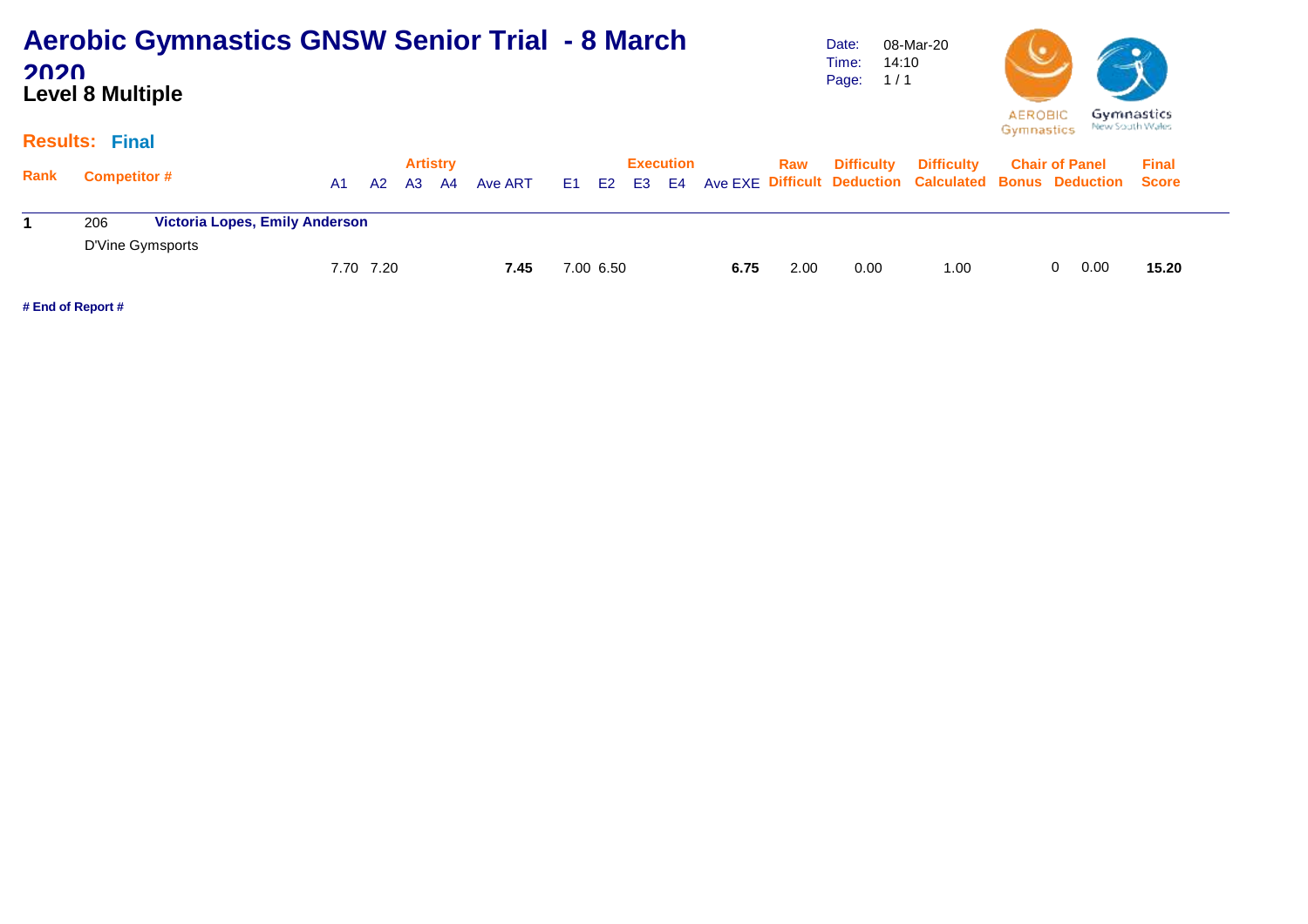# Aerobic Gymnastics GNSW Senior Trial - 8 March 2020

## Level 8 Multiple

Date: 08-Mar-20
Time: 14:10
Page: 1 / 1

**Results: Final**

| Rank | Competitor # | | Artistry | | | | | Execution | | | | | Raw | Difficulty | Difficulty | Chair of Panel | | Final |
|---|---|---|---|---|---|---|---|---|---|---|---|---|---|---|---|---|---|---|
| | | | A1 | A2 | A3 | A4 | Ave ART | E1 | E2 | E3 | E4 | Ave EXE | Difficult | Deduction | Calculated | Bonus | Deduction | Score |
| **1** | 206 | **Victoria Lopes, Emily Anderson** | | | | | | | | | | | | | | | | |
| | D'Vine Gymsports | | 7.70 | 7.20 | | | **7.45** | 7.00 | 6.50 | | | **6.75** | 2.00 | 0.00 | 1.00 | 0 | 0.00 | **15.20** |

**# End of Report #**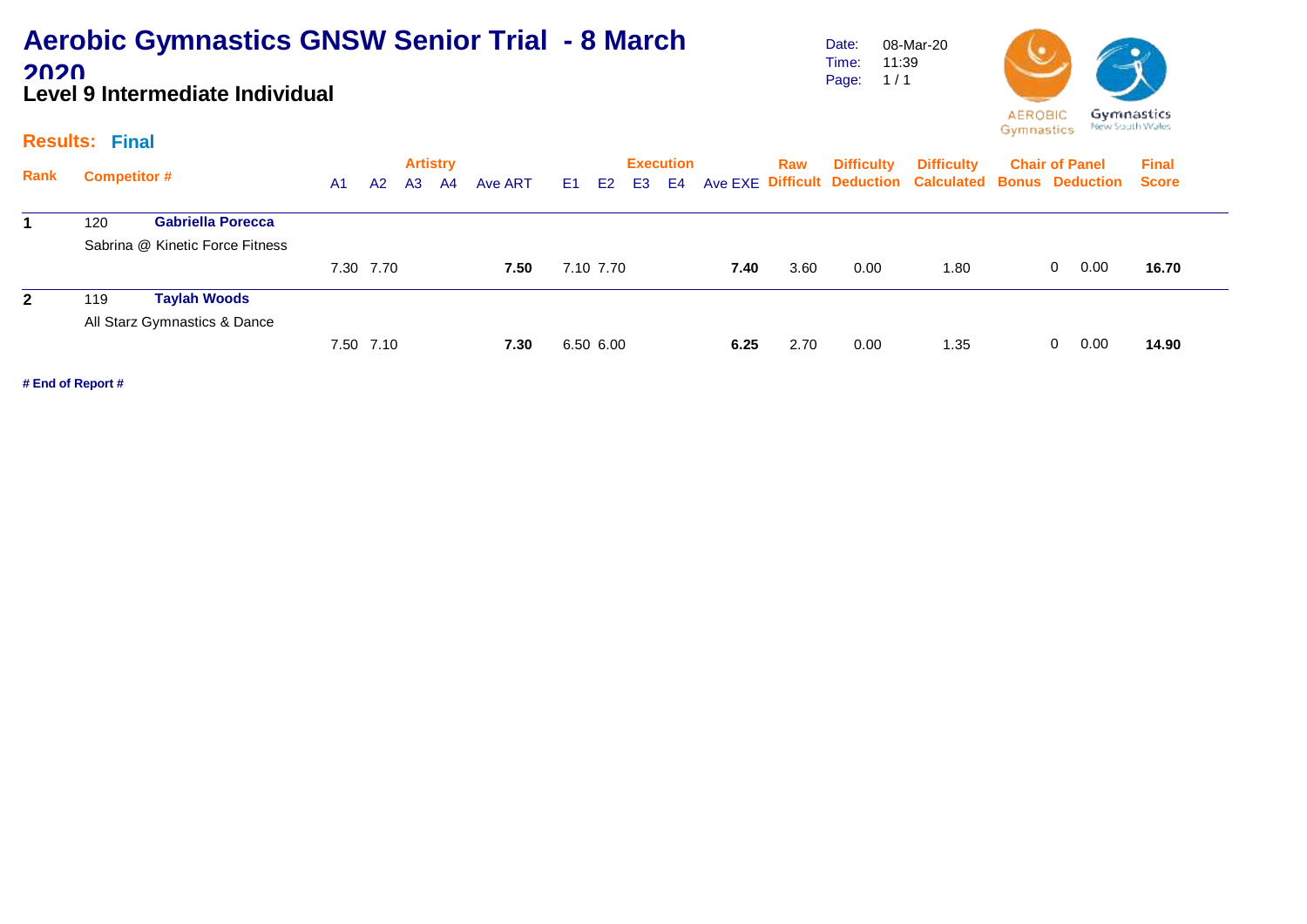# Aerobic Gymnastics GNSW Senior Trial - 8 March 2020

## Level 9 Intermediate Individual

Date: 08-Mar-20
Time: 11:39

**Results: Final**

| Rank | Competitor # | | A1 | A2 | A3 | A4 | Ave ART | E1 | E2 | E3 | E4 | Ave EXE | Raw Difficult | Difficulty Deduction | Difficulty Calculated | Chair of Panel Bonus | Chair of Panel Deduction | Final Score |
|---|---|---|---|---|---|---|---|---|---|---|---|---|---|---|---|---|---|---|
| **1** | 120 | **Gabriella Porecca** | | | | | | | | | | | | | | | | |
| | Sabrina @ Kinetic Force Fitness | | 7.30 | 7.70 | | | **7.50** | 7.10 | 7.70 | | | **7.40** | 3.60 | 0.00 | 1.80 | 0 | 0.00 | **16.70** |
| **2** | 119 | **Taylah Woods** | | | | | | | | | | | | | | | | |
| | All Starz Gymnastics & Dance | | 7.50 | 7.10 | | | **7.30** | 6.50 | 6.00 | | | **6.25** | 2.70 | 0.00 | 1.35 | 0 | 0.00 | **14.90** |

**# End of Report #**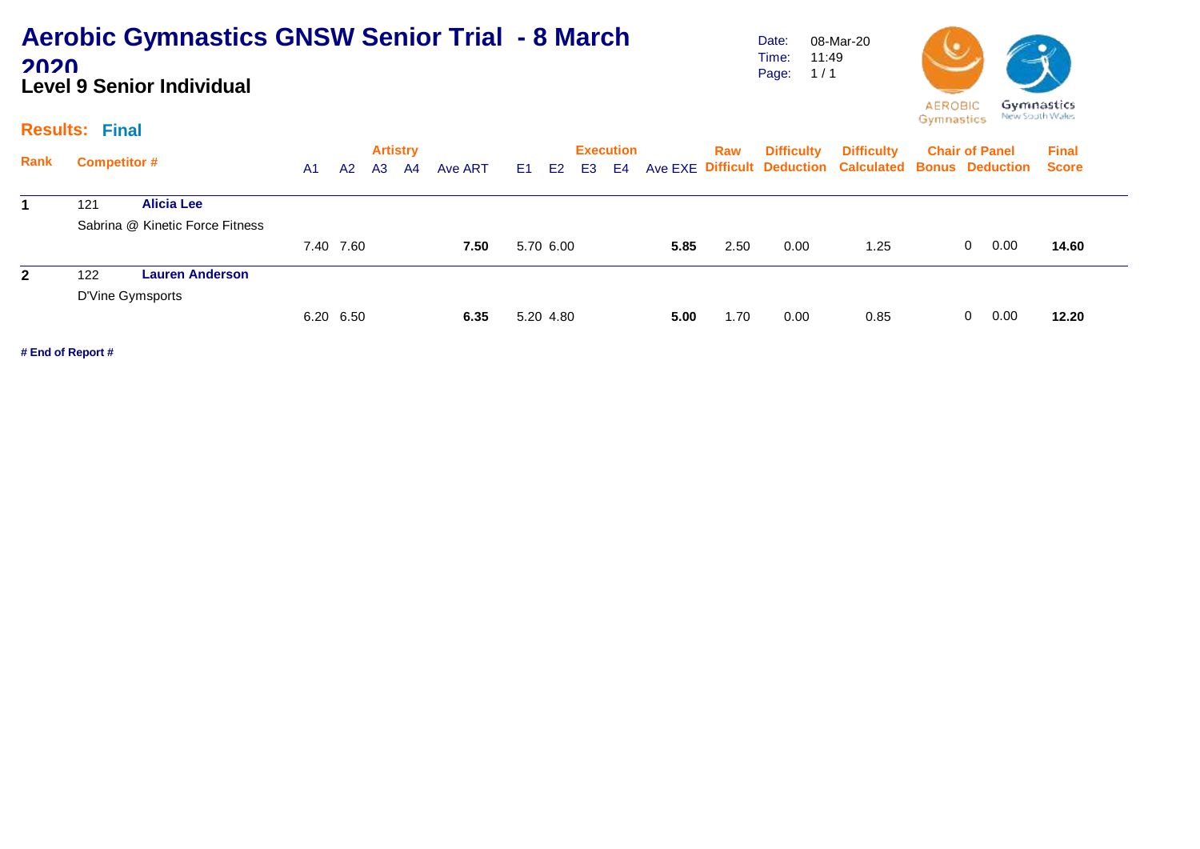# Aerobic Gymnastics GNSW Senior Trial - 8 March 2020

## Level 9 Senior Individual

Date: 08-Mar-20
Time: 11:49

**Results: Final**

| Rank | Competitor # | | A1 | A2 | A3 | A4 | Ave ART | E1 | E2 | E3 | E4 | Ave EXE | Raw Difficult | Difficulty Deduction | Difficulty Calculated | Chair of Panel Bonus | Chair of Panel Deduction | Final Score |
|---|---|---|---|---|---|---|---|---|---|---|---|---|---|---|---|---|---|---|
| **1** | 121 | **Alicia Lee** | | | | | | | | | | | | | | | | |
| | Sabrina @ Kinetic Force Fitness | | 7.40 | 7.60 | | | **7.50** | 5.70 | 6.00 | | | **5.85** | 2.50 | 0.00 | 1.25 | 0 | 0.00 | **14.60** |
| **2** | 122 | **Lauren Anderson** | | | | | | | | | | | | | | | | |
| | D'Vine Gymsports | | 6.20 | 6.50 | | | **6.35** | 5.20 | 4.80 | | | **5.00** | 1.70 | 0.00 | 0.85 | 0 | 0.00 | **12.20** |

**# End of Report #**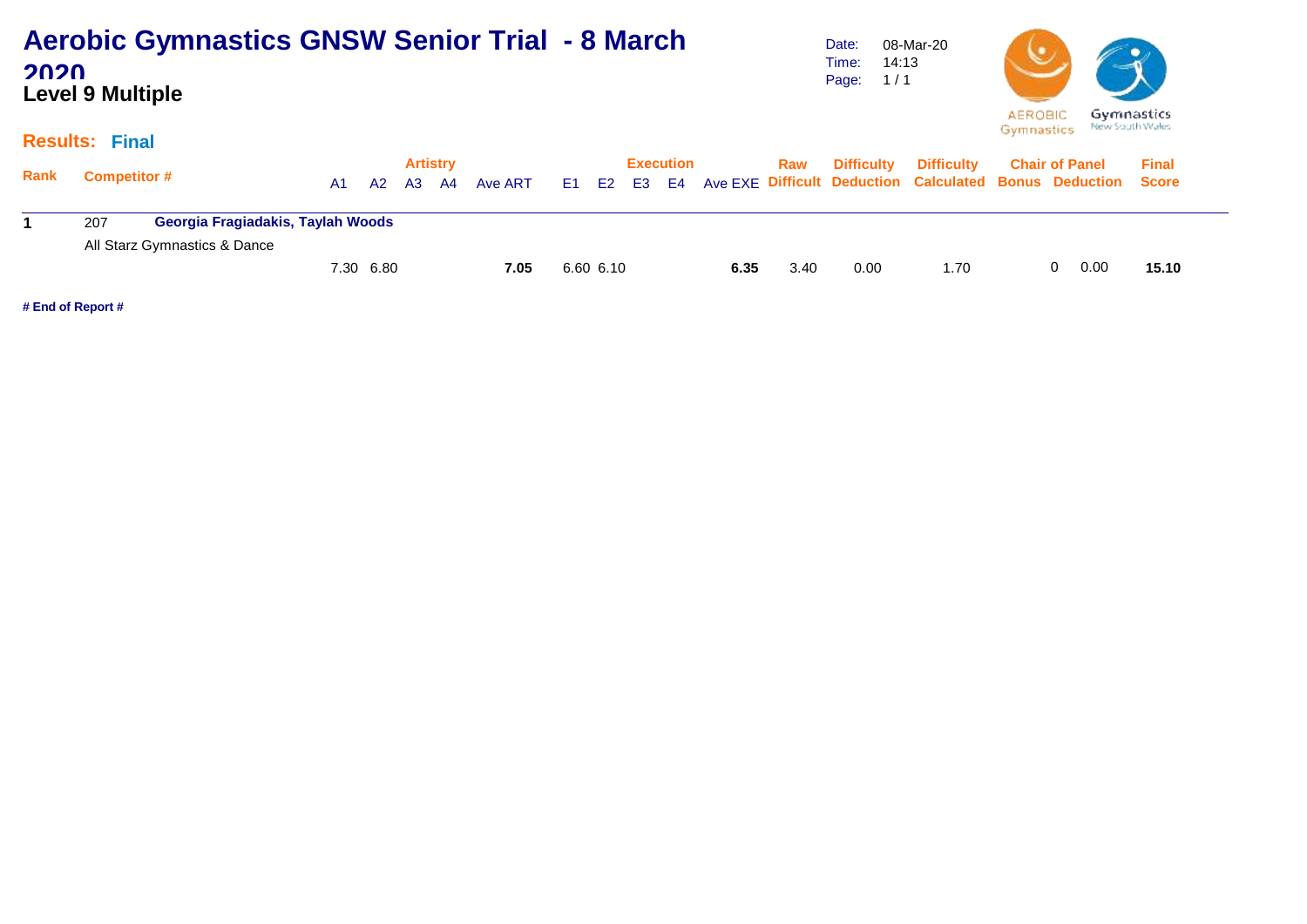# Aerobic Gymnastics GNSW Senior Trial - 8 March 2020

## Level 9 Multiple

Date: 08-Mar-20
Time: 14:13
Page: 1 / 1

**Results: Final**

| Rank | Competitor # | | Artistry A1 | A2 | A3 | A4 | Ave ART | Execution E1 | E2 | E3 | E4 | Ave EXE | Raw Difficult | Difficulty Deduction | Difficulty Calculated | Chair of Panel Bonus | Chair of Panel Deduction | Final Score |
|---|---|---|---|---|---|---|---|---|---|---|---|---|---|---|---|---|---|---|
| **1** | 207 | **Georgia Fragiadakis, Taylah Woods** | | | | | | | | | | | | | | | | |
| | All Starz Gymnastics & Dance | | 7.30 | 6.80 | | | **7.05** | 6.60 | 6.10 | | | **6.35** | 3.40 | 0.00 | 1.70 | 0 | 0.00 | **15.10** |

**# End of Report #**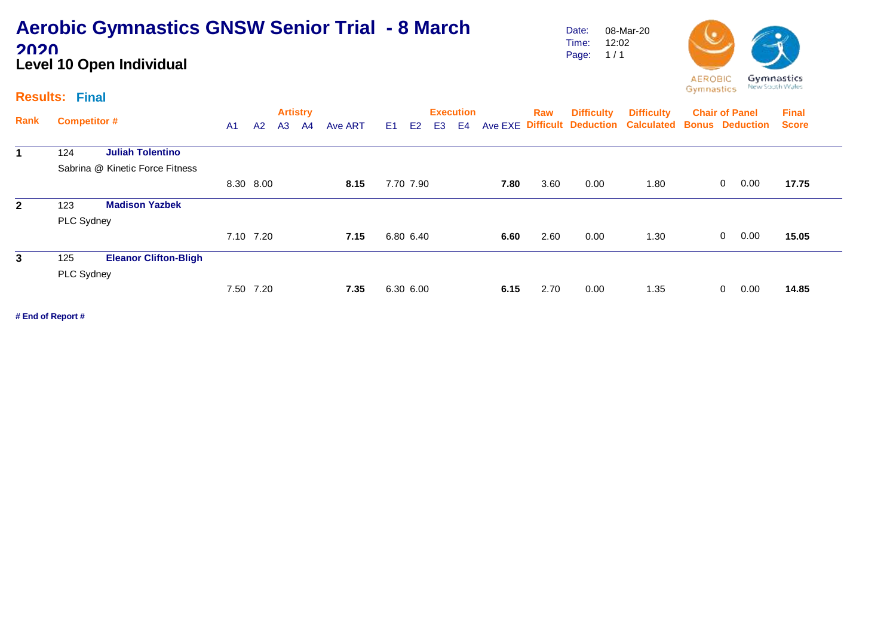# Aerobic Gymnastics GNSW Senior Trial - 8 March 2020

## Level 10 Open Individual

Date: 08-Mar-20
Time: 12:02
Page: 1 / 1

AEROBIC Gymnastics

Gymnastics New South Wales

**Results: Final**

| Rank | Competitor # | | Artistry A1 | A2 | A3 | A4 | Ave ART | Execution E1 | E2 | E3 | E4 | Ave EXE | Raw Difficult | Difficulty Deduction | Difficulty Calculated | Chair of Panel Bonus | Deduction | Final Score |
|---|---|---|---|---|---|---|---|---|---|---|---|---|---|---|---|---|---|---|
| **1** | 124 | **Juliah Tolentino** | | | | | | | | | | | | | | | | |
| | Sabrina @ Kinetic Force Fitness | | 8.30 | 8.00 | | | **8.15** | 7.70 | 7.90 | | | **7.80** | 3.60 | 0.00 | 1.80 | 0 | 0.00 | **17.75** |
| **2** | 123 | **Madison Yazbek** | | | | | | | | | | | | | | | | |
| | PLC Sydney | | 7.10 | 7.20 | | | **7.15** | 6.80 | 6.40 | | | **6.60** | 2.60 | 0.00 | 1.30 | 0 | 0.00 | **15.05** |
| **3** | 125 | **Eleanor Clifton-Bligh** | | | | | | | | | | | | | | | | |
| | PLC Sydney | | 7.50 | 7.20 | | | **7.35** | 6.30 | 6.00 | | | **6.15** | 2.70 | 0.00 | 1.35 | 0 | 0.00 | **14.85** |

**# End of Report #**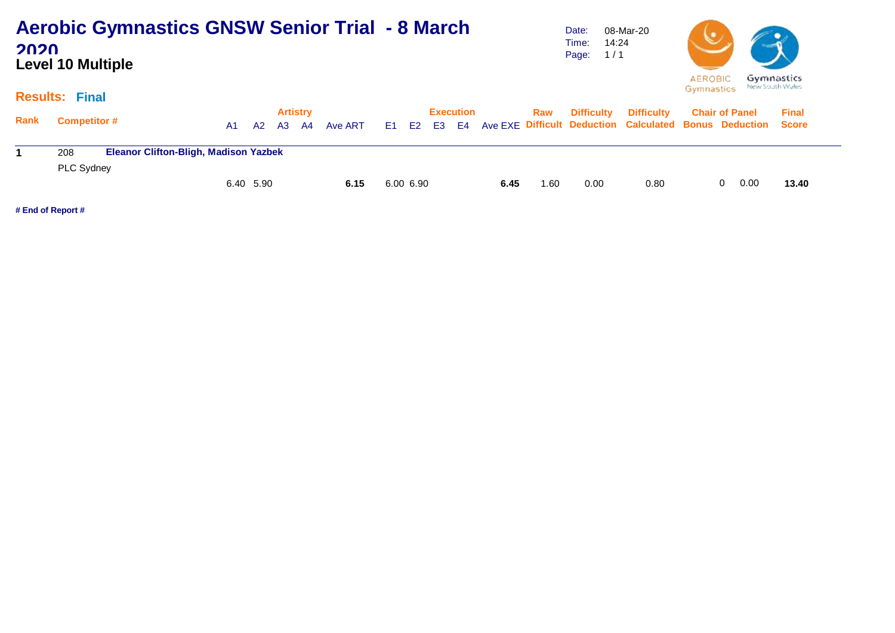# Aerobic Gymnastics GNSW Senior Trial - 8 March 2020

## Level 10 Multiple

Date: 08-Mar-20
Time: 14:24

AEROBIC Gymnastics | Gymnastics New South Wales

**Results: Final**

| Rank | Competitor # | | Artistry | | | | | Execution | | | | | Raw | Difficulty | Difficulty | Chair of Panel | | Final |
|---|---|---|---|---|---|---|---|---|---|---|---|---|---|---|---|---|---|---|
| | | | A1 | A2 | A3 | A4 | Ave ART | E1 | E2 | E3 | E4 | Ave EXE | Difficult | Deduction | Calculated | Bonus | Deduction | Score |
| **1** | 208 | **Eleanor Clifton-Bligh, Madison Yazbek** | | | | | | | | | | | | | | | | |
| | PLC Sydney | | 6.40 | 5.90 | | | **6.15** | 6.00 | 6.90 | | | **6.45** | 1.60 | 0.00 | 0.80 | 0 | 0.00 | **13.40** |

**# End of Report #**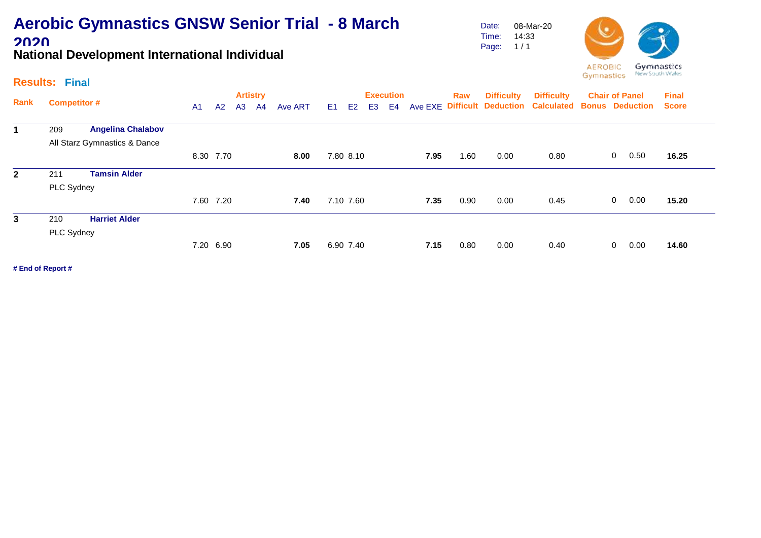# Aerobic Gymnastics GNSW Senior Trial - 8 March 2020

## National Development International Individual

Date: 08-Mar-20
Time: 14:33

**Results: Final**

| Rank | Competitor # | | A1 | A2 | A3 | A4 | Ave ART | E1 | E2 | E3 | E4 | Ave EXE | Raw Difficult | Difficulty Deduction | Difficulty Calculated | Chair of Panel Bonus | Chair of Panel Deduction | Final Score |
|---|---|---|---|---|---|---|---|---|---|---|---|---|---|---|---|---|---|---|
| 1 | 209 | **Angelina Chalabov** All Starz Gymnastics & Dance | 8.30 | 7.70 | | | **8.00** | 7.80 | 8.10 | | | **7.95** | 1.60 | 0.00 | 0.80 | 0 | 0.50 | **16.25** |
| 2 | 211 | **Tamsin Alder** PLC Sydney | 7.60 | 7.20 | | | **7.40** | 7.10 | 7.60 | | | **7.35** | 0.90 | 0.00 | 0.45 | 0 | 0.00 | **15.20** |
| 3 | 210 | **Harriet Alder** PLC Sydney | 7.20 | 6.90 | | | **7.05** | 6.90 | 7.40 | | | **7.15** | 0.80 | 0.00 | 0.40 | 0 | 0.00 | **14.60** |

**# End of Report #**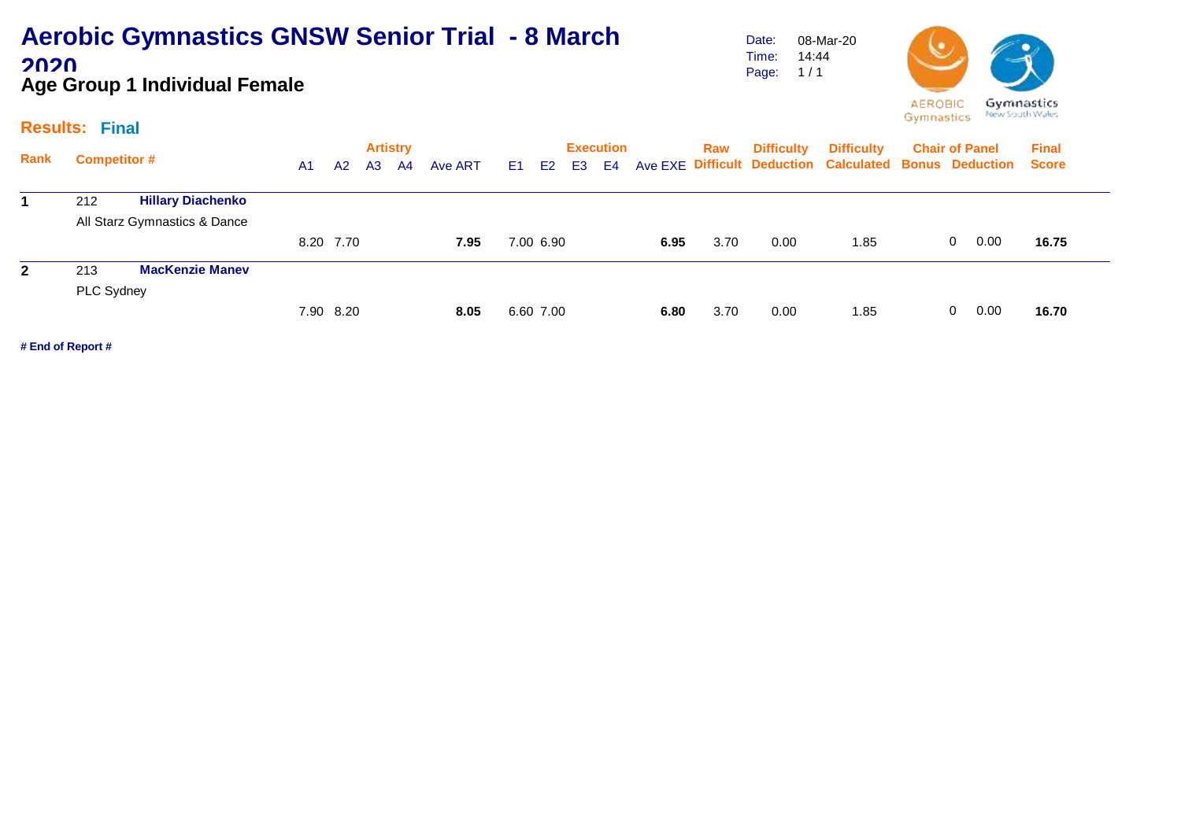# Aerobic Gymnastics GNSW Senior Trial - 8 March 2020

## Age Group 1 Individual Female

Date: 08-Mar-20
Time: 14:44
Page: 1 / 1

AEROBIC Gymnastics | Gymnastics New South Wales

**Results: Final**

| Rank | Competitor # | | Artistry A1 | A2 | A3 | A4 | Ave ART | Execution E1 | E2 | E3 | E4 | Ave EXE | Raw Difficult | Difficulty Deduction | Difficulty Calculated | Chair of Panel Bonus | Deduction | Final Score |
|---|---|---|---|---|---|---|---|---|---|---|---|---|---|---|---|---|---|---|
| **1** | 212 | **Hillary Diachenko** | | | | | | | | | | | | | | | | |
| | All Starz Gymnastics & Dance | | 8.20 | 7.70 | | | **7.95** | 7.00 | 6.90 | | | **6.95** | 3.70 | 0.00 | 1.85 | 0 | 0.00 | **16.75** |
| **2** | 213 | **MacKenzie Manev** | | | | | | | | | | | | | | | | |
| | PLC Sydney | | 7.90 | 8.20 | | | **8.05** | 6.60 | 7.00 | | | **6.80** | 3.70 | 0.00 | 1.85 | 0 | 0.00 | **16.70** |

**# End of Report #**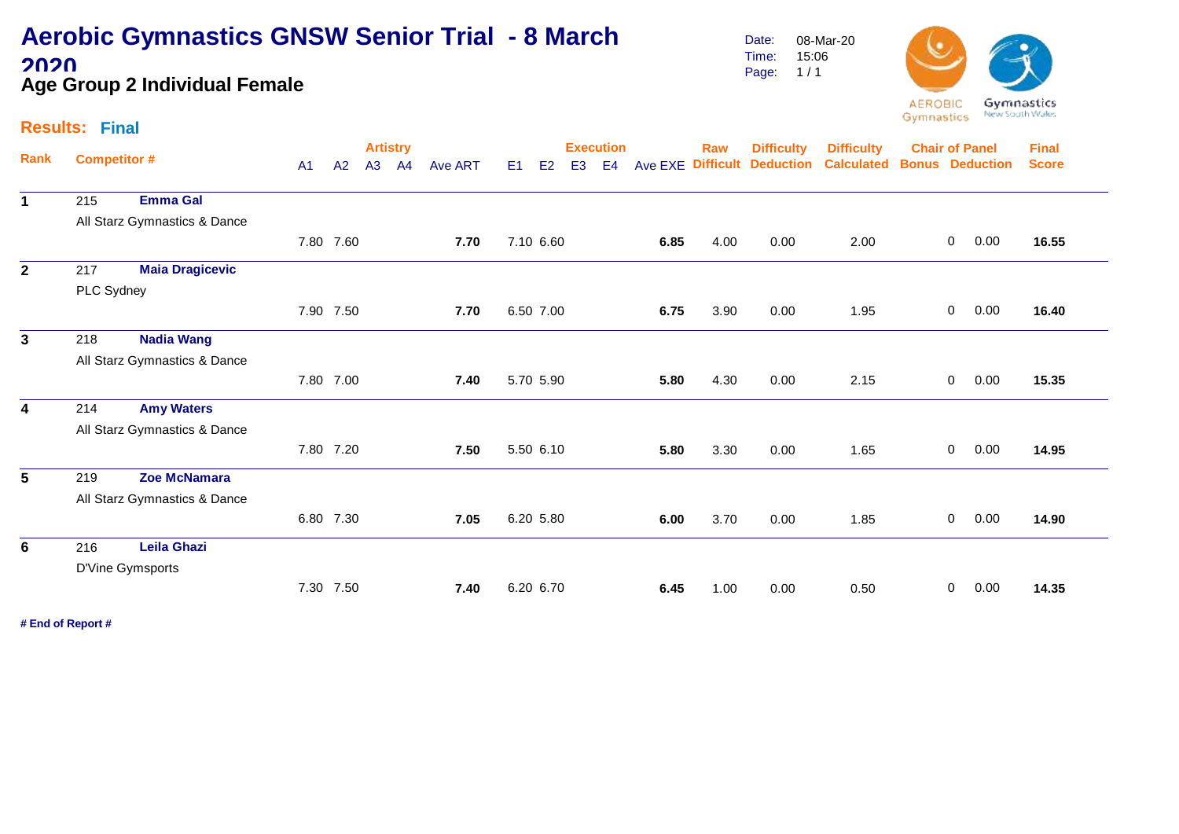# Aerobic Gymnastics GNSW Senior Trial - 8 March 2020

## Age Group 2 Individual Female

Date: 08-Mar-20
Time: 15:06

**Results: Final**

| Rank | Competitor # | | Artistry A1 | A2 | A3 | A4 | Ave ART | Execution E1 | E2 | E3 | E4 | Ave EXE | Raw Difficult | Difficulty Deduction | Difficulty Calculated | Chair of Panel Bonus | Deduction | Final Score |
|---|---|---|---|---|---|---|---|---|---|---|---|---|---|---|---|---|---|---|
| 1 | 215 | **Emma Gal** | | | | | | | | | | | | | | | | |
| | All Starz Gymnastics & Dance | | 7.80 | 7.60 | | | **7.70** | 7.10 | 6.60 | | | **6.85** | 4.00 | 0.00 | 2.00 | 0 | 0.00 | **16.55** |
| 2 | 217 | **Maia Dragicevic** | | | | | | | | | | | | | | | | |
| | PLC Sydney | | 7.90 | 7.50 | | | **7.70** | 6.50 | 7.00 | | | **6.75** | 3.90 | 0.00 | 1.95 | 0 | 0.00 | **16.40** |
| 3 | 218 | **Nadia Wang** | | | | | | | | | | | | | | | | |
| | All Starz Gymnastics & Dance | | 7.80 | 7.00 | | | **7.40** | 5.70 | 5.90 | | | **5.80** | 4.30 | 0.00 | 2.15 | 0 | 0.00 | **15.35** |
| 4 | 214 | **Amy Waters** | | | | | | | | | | | | | | | | |
| | All Starz Gymnastics & Dance | | 7.80 | 7.20 | | | **7.50** | 5.50 | 6.10 | | | **5.80** | 3.30 | 0.00 | 1.65 | 0 | 0.00 | **14.95** |
| 5 | 219 | **Zoe McNamara** | | | | | | | | | | | | | | | | |
| | All Starz Gymnastics & Dance | | 6.80 | 7.30 | | | **7.05** | 6.20 | 5.80 | | | **6.00** | 3.70 | 0.00 | 1.85 | 0 | 0.00 | **14.90** |
| 6 | 216 | **Leila Ghazi** | | | | | | | | | | | | | | | | |
| | D'Vine Gymsports | | 7.30 | 7.50 | | | **7.40** | 6.20 | 6.70 | | | **6.45** | 1.00 | 0.00 | 0.50 | 0 | 0.00 | **14.35** |

**# End of Report #**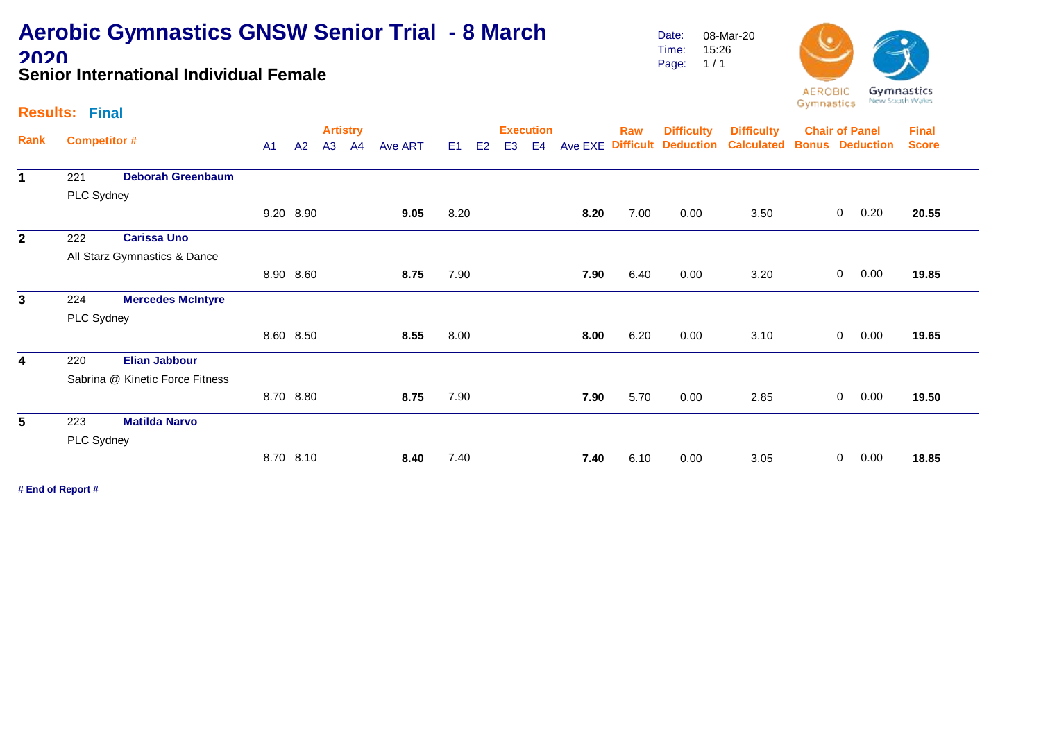# Aerobic Gymnastics GNSW Senior Trial - 8 March 2020

## Senior International Individual Female

Date: 08-Mar-20
Time: 15:26
Page: 1 / 1

**Results: Final**

| Rank | Competitor # | | A1 | A2 | A3 | A4 | Ave ART | E1 | E2 | E3 | E4 | Ave EXE | Raw Difficult | Difficulty Deduction | Difficulty Calculated | Chair of Panel Bonus | Chair of Panel Deduction | Final Score |
|---|---|---|---|---|---|---|---|---|---|---|---|---|---|---|---|---|---|---|
| | | | Artistry | | | | | Execution | | | | | | | | | | |
| 1 | 221 | **Deborah Greenbaum** PLC Sydney | 9.20 | 8.90 | | | **9.05** | 8.20 | | | | **8.20** | 7.00 | 0.00 | 3.50 | 0 | 0.20 | **20.55** |
| 2 | 222 | **Carissa Uno** All Starz Gymnastics & Dance | 8.90 | 8.60 | | | **8.75** | 7.90 | | | | **7.90** | 6.40 | 0.00 | 3.20 | 0 | 0.00 | **19.85** |
| 3 | 224 | **Mercedes McIntyre** PLC Sydney | 8.60 | 8.50 | | | **8.55** | 8.00 | | | | **8.00** | 6.20 | 0.00 | 3.10 | 0 | 0.00 | **19.65** |
| 4 | 220 | **Elian Jabbour** Sabrina @ Kinetic Force Fitness | 8.70 | 8.80 | | | **8.75** | 7.90 | | | | **7.90** | 5.70 | 0.00 | 2.85 | 0 | 0.00 | **19.50** |
| 5 | 223 | **Matilda Narvo** PLC Sydney | 8.70 | 8.10 | | | **8.40** | 7.40 | | | | **7.40** | 6.10 | 0.00 | 3.05 | 0 | 0.00 | **18.85** |

**# End of Report #**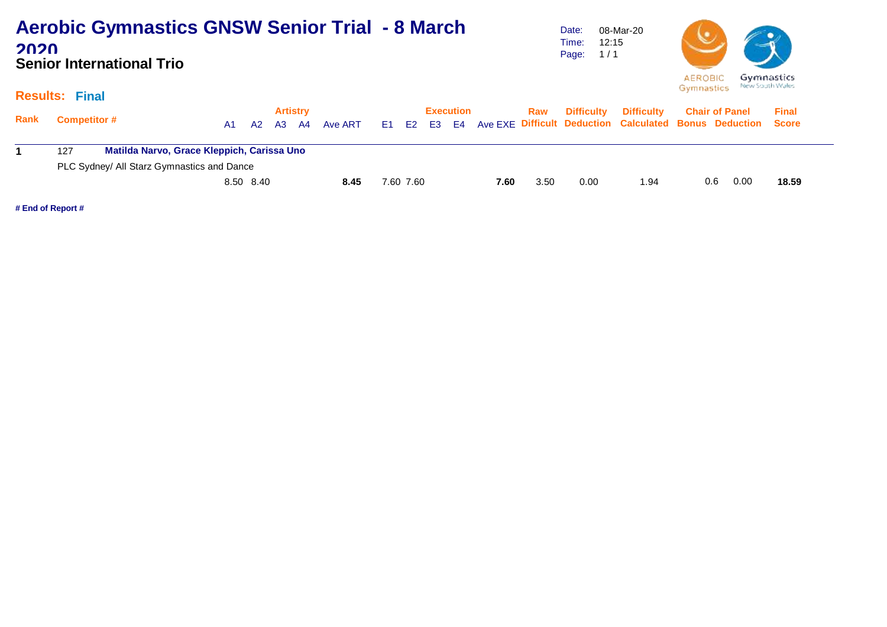# Aerobic Gymnastics GNSW Senior Trial - 8 March 2020

## Senior International Trio

Date: 08-Mar-20
Time: 12:15
Page: 1 / 1

AEROBIC Gymnastics   Gymnastics New South Wales

**Results: Final**

| Rank | Competitor # | | Artistry A1 | A2 | A3 | A4 | Ave ART | Execution E1 | E2 | E3 | E4 | Ave EXE | Raw Difficult | Difficulty Deduction | Difficulty Calculated | Chair of Panel Bonus | Deduction | Final Score |
|---|---|---|---|---|---|---|---|---|---|---|---|---|---|---|---|---|---|---|
| **1** | 127 | **Matilda Narvo, Grace Kleppich, Carissa Uno** | | | | | | | | | | | | | | | | |
| | PLC Sydney/ All Starz Gymnastics and Dance | | | | | | | | | | | | | | | | | |
| | | | 8.50 | 8.40 | | | **8.45** | 7.60 | 7.60 | | | **7.60** | 3.50 | 0.00 | 1.94 | 0.6 | 0.00 | **18.59** |

**# End of Report #**